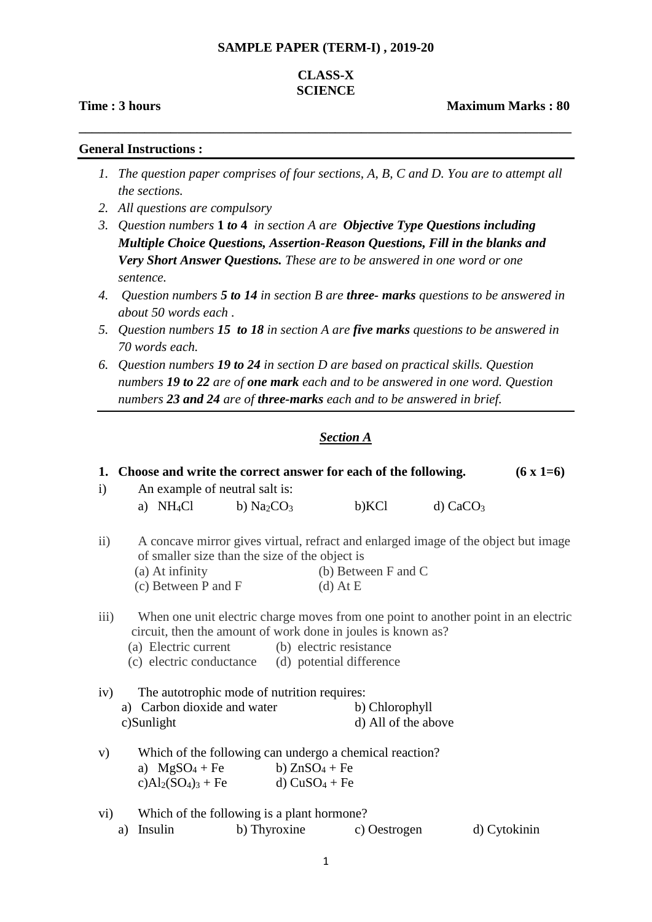**SAMPLE PAPER (TERM-I) , 2019-20**

**CLASS-X**
**SCIENCE**

**Time : 3 hours** **Maximum Marks : 80**

---

**General Instructions :**

1. *The question paper comprises of four sections, A, B, C and D. You are to attempt all the sections.*
2. *All questions are compulsory*
3. *Question numbers* **1** ***to*** **4** *in section A are* ***Objective Type Questions including Multiple Choice Questions, Assertion-Reason Questions, Fill in the blanks and Very Short Answer Questions.*** *These are to be answered in one word or one sentence.*
4. *Question numbers* ***5 to 14*** *in section B are* ***three- marks*** *questions to be answered in about 50 words each .*
5. *Question numbers* ***15 to 18*** *in section A are* ***five marks*** *questions to be answered in 70 words each.*
6. *Question numbers* ***19 to 24*** *in section D are based on practical skills. Question numbers* ***19 to 22*** *are of* ***one mark*** *each and to be answered in one word. Question numbers* ***23 and 24*** *are of* ***three-marks*** *each and to be answered in brief.*

## *Section A*

**1. Choose and write the correct answer for each of the following. (6 x 1=6)**

i) An example of neutral salt is:

a) $NH_4Cl$  b) $Na_2CO_3$  b)KCl  d) $CaCO_3$

ii) A concave mirror gives virtual, refract and enlarged image of the object but image of smaller size than the size of the object is

(a) At infinity  (b) Between F and C
(c) Between P and F  (d) At E

iii) When one unit electric charge moves from one point to another point in an electric circuit, then the amount of work done in joules is known as?

(a) Electric current  (b) electric resistance
(c) electric conductance  (d) potential difference

iv) The autotrophic mode of nutrition requires:

a) Carbon dioxide and water  b) Chlorophyll
c)Sunlight  d) All of the above

v) Which of the following can undergo a chemical reaction?

a) $MgSO_4$ + Fe  b) $ZnSO_4$ + Fe
c)$Al_2(SO_4)_3$ + Fe  d) $CuSO_4$ + Fe

vi) Which of the following is a plant hormone?

a) Insulin  b) Thyroxine  c) Oestrogen  d) Cytokinin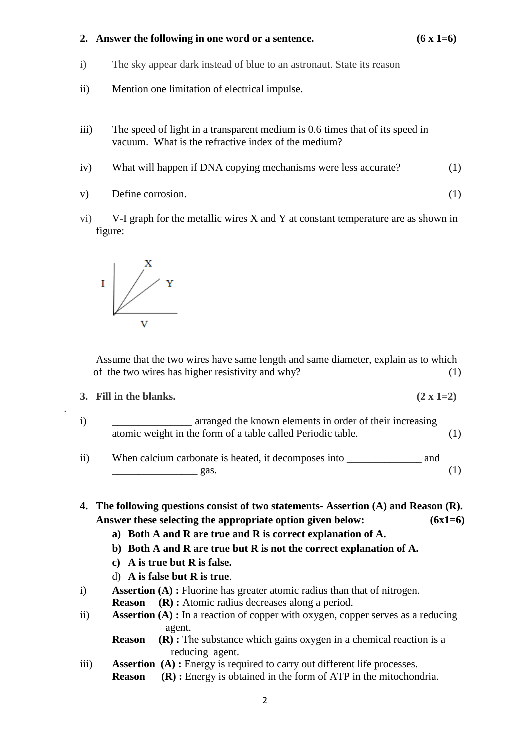**2. Answer the following in one word or a sentence. (6 x 1=6)**

i) The sky appear dark instead of blue to an astronaut. State its reason

ii) Mention one limitation of electrical impulse.

iii) The speed of light in a transparent medium is 0.6 times that of its speed in vacuum. What is the refractive index of the medium?

iv) What will happen if DNA copying mechanisms were less accurate? (1)

v) Define corrosion. (1)

vi) V-I graph for the metallic wires X and Y at constant temperature are as shown in figure:

Assume that the two wires have same length and same diameter, explain as to which of the two wires has higher resistivity and why? (1)

**3. Fill in the blanks. (2 x 1=2)**

i) _______________ arranged the known elements in order of their increasing atomic weight in the form of a table called Periodic table. (1)

ii) When calcium carbonate is heated, it decomposes into ______________ and ________________ gas. (1)

**4. The following questions consist of two statements- Assertion (A) and Reason (R). Answer these selecting the appropriate option given below: (6x1=6)**

**a) Both A and R are true and R is correct explanation of A.**

**b) Both A and R are true but R is not the correct explanation of A.**

**c) A is true but R is false.**

d) **A is false but R is true**.

i) **Assertion (A) :** Fluorine has greater atomic radius than that of nitrogen.
**Reason (R) :** Atomic radius decreases along a period.

ii) **Assertion (A) :** In a reaction of copper with oxygen, copper serves as a reducing agent.
**Reason (R) :** The substance which gains oxygen in a chemical reaction is a reducing agent.

iii) **Assertion (A) :** Energy is required to carry out different life processes.
**Reason (R) :** Energy is obtained in the form of ATP in the mitochondria.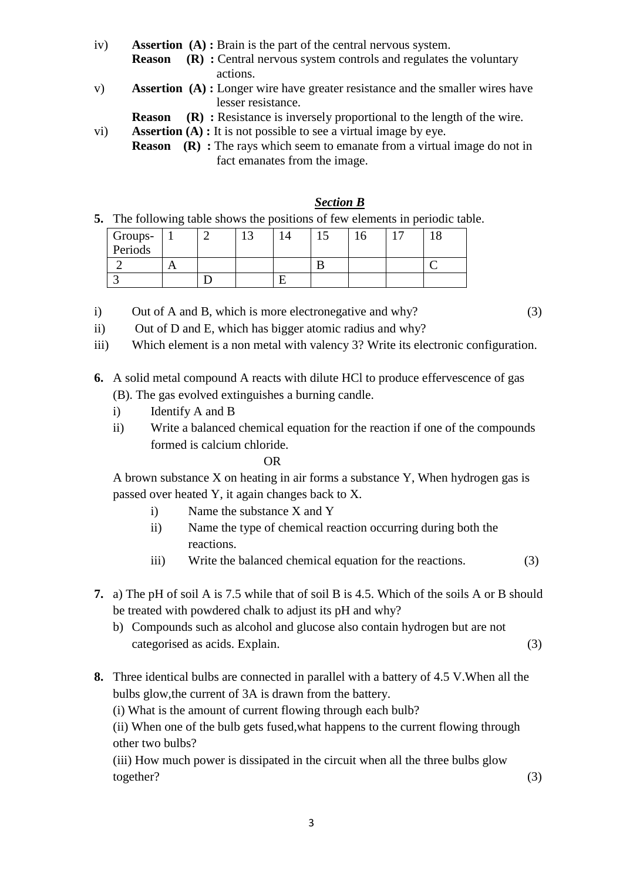iv) **Assertion (A) :** Brain is the part of the central nervous system.
**Reason (R) :** Central nervous system controls and regulates the voluntary actions.

v) **Assertion (A) :** Longer wire have greater resistance and the smaller wires have lesser resistance.
**Reason (R) :** Resistance is inversely proportional to the length of the wire.

vi) **Assertion (A) :** It is not possible to see a virtual image by eye.
**Reason (R) :** The rays which seem to emanate from a virtual image do not in fact emanates from the image.

## *Section B*

**5.** The following table shows the positions of few elements in periodic table.

| Groups-Periods | 1 | 2 | 13 | 14 | 15 | 16 | 17 | 18 |
|---|---|---|---|---|---|---|---|---|
| 2 | A | | | | B | | | C |
| 3 | | D | | E | | | | |

i) Out of A and B, which is more electronegative and why? (3)

ii) Out of D and E, which has bigger atomic radius and why?

iii) Which element is a non metal with valency 3? Write its electronic configuration.

**6.** A solid metal compound A reacts with dilute HCl to produce effervescence of gas (B). The gas evolved extinguishes a burning candle.

i) Identify A and B

ii) Write a balanced chemical equation for the reaction if one of the compounds formed is calcium chloride.

OR

A brown substance X on heating in air forms a substance Y, When hydrogen gas is passed over heated Y, it again changes back to X.

i) Name the substance X and Y

ii) Name the type of chemical reaction occurring during both the reactions.

iii) Write the balanced chemical equation for the reactions. (3)

**7.** a) The pH of soil A is 7.5 while that of soil B is 4.5. Which of the soils A or B should be treated with powdered chalk to adjust its pH and why?

b) Compounds such as alcohol and glucose also contain hydrogen but are not categorised as acids. Explain. (3)

**8.** Three identical bulbs are connected in parallel with a battery of 4.5 V.When all the bulbs glow,the current of 3A is drawn from the battery.

(i) What is the amount of current flowing through each bulb?

(ii) When one of the bulb gets fused,what happens to the current flowing through other two bulbs?

(iii) How much power is dissipated in the circuit when all the three bulbs glow together? (3)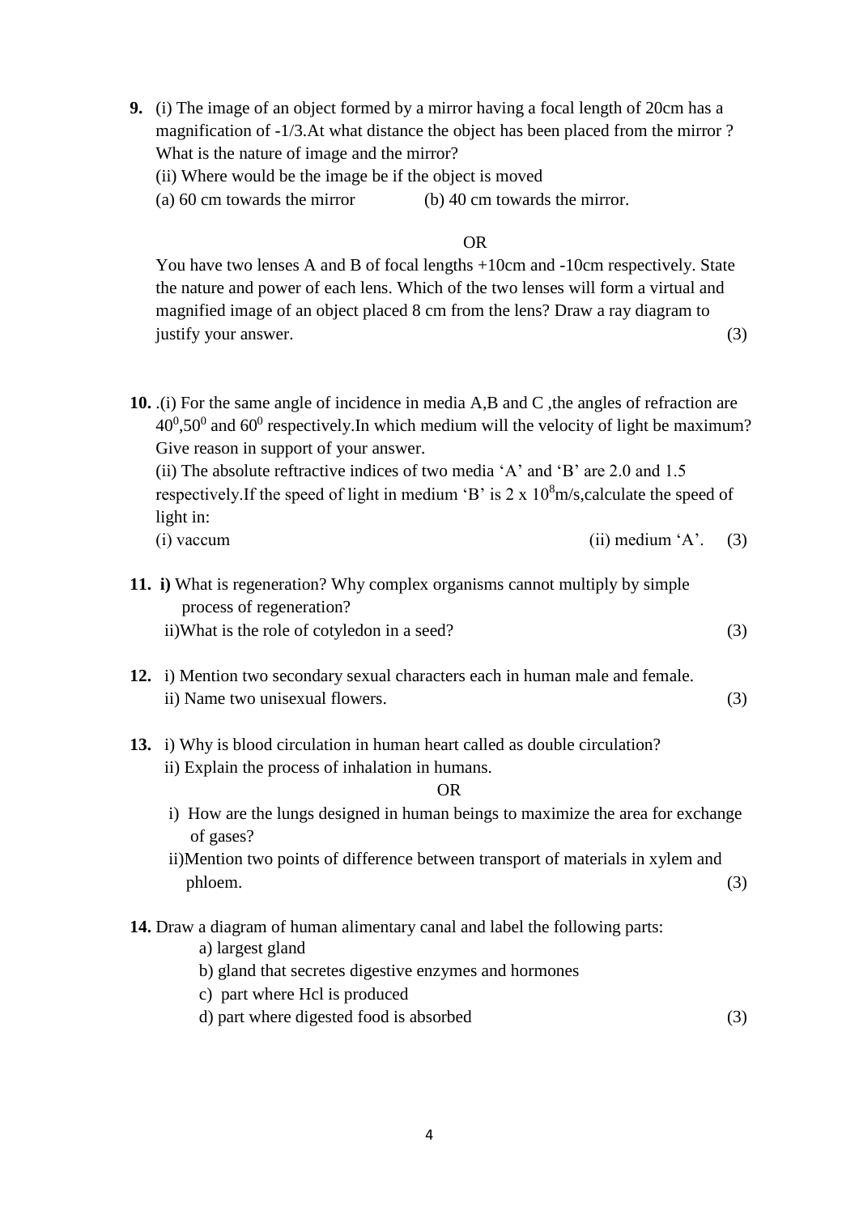**9.** (i) The image of an object formed by a mirror having a focal length of 20cm has a magnification of -1/3.At what distance the object has been placed from the mirror ? What is the nature of image and the mirror?

(ii) Where would be the image be if the object is moved

(a) 60 cm towards the mirror (b) 40 cm towards the mirror.

OR

You have two lenses A and B of focal lengths +10cm and -10cm respectively. State the nature and power of each lens. Which of the two lenses will form a virtual and magnified image of an object placed 8 cm from the lens? Draw a ray diagram to justify your answer. (3)

**10.** .(i) For the same angle of incidence in media A,B and C ,the angles of refraction are $40^0$,$50^0$ and $60^0$ respectively.In which medium will the velocity of light be maximum? Give reason in support of your answer.

(ii) The absolute reftractive indices of two media 'A' and 'B' are 2.0 and 1.5 respectively.If the speed of light in medium 'B' is $2 \times 10^8$m/s,calculate the speed of light in:

(i) vaccum (ii) medium 'A'. (3)

**11.** **i)** What is regeneration? Why complex organisms cannot multiply by simple process of regeneration?

ii)What is the role of cotyledon in a seed? (3)

**12.** i) Mention two secondary sexual characters each in human male and female.

ii) Name two unisexual flowers. (3)

**13.** i) Why is blood circulation in human heart called as double circulation?

ii) Explain the process of inhalation in humans.

OR

i) How are the lungs designed in human beings to maximize the area for exchange of gases?

ii)Mention two points of difference between transport of materials in xylem and phloem. (3)

**14.** Draw a diagram of human alimentary canal and label the following parts:

a) largest gland

b) gland that secretes digestive enzymes and hormones

c) part where Hcl is produced

d) part where digested food is absorbed (3)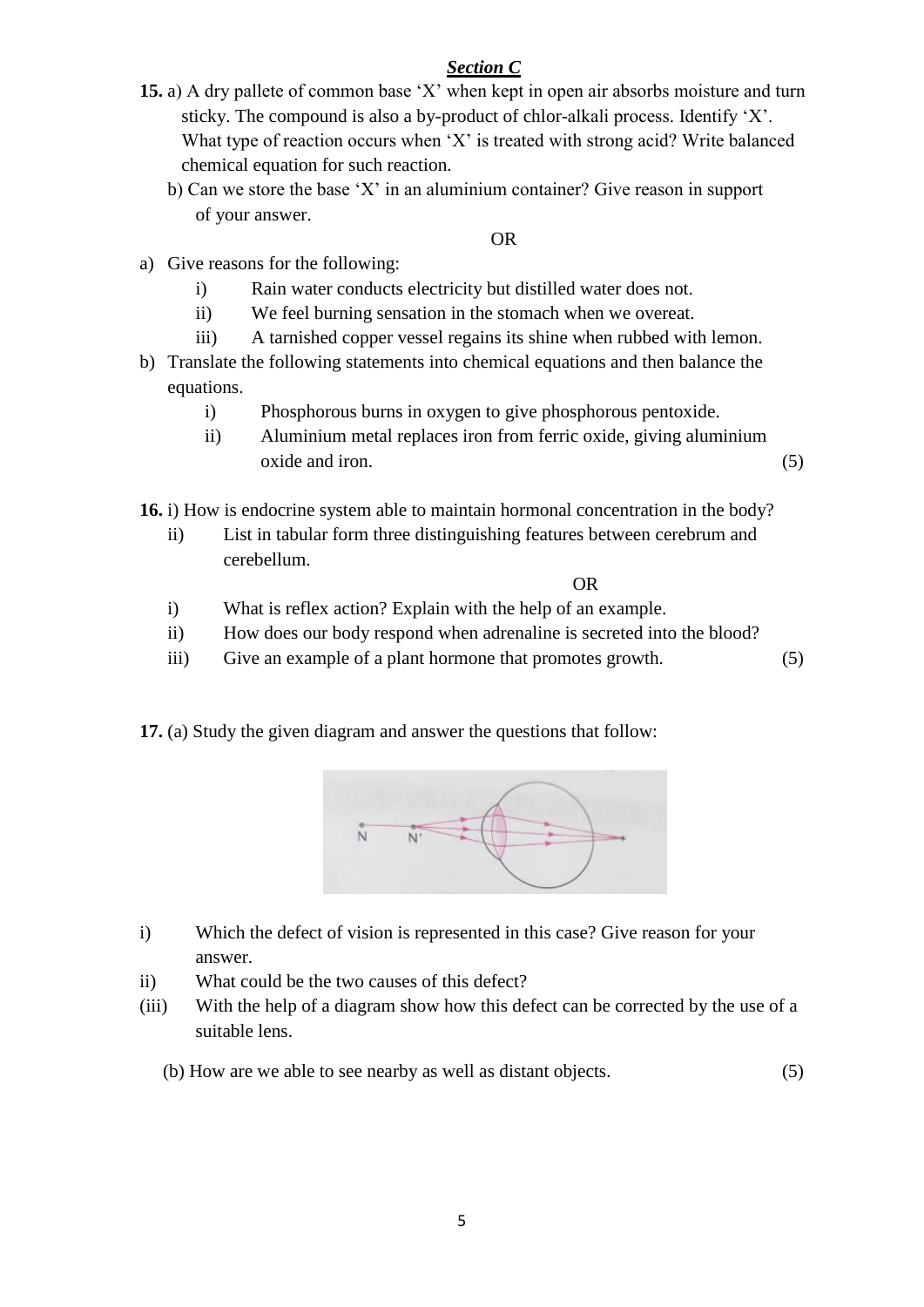## ***Section C***

**15.** a) A dry pallete of common base 'X' when kept in open air absorbs moisture and turn sticky. The compound is also a by-product of chlor-alkali process. Identify 'X'. What type of reaction occurs when 'X' is treated with strong acid? Write balanced chemical equation for such reaction.

b) Can we store the base 'X' in an aluminium container? Give reason in support of your answer.

OR

a) Give reasons for the following:
   i) Rain water conducts electricity but distilled water does not.
   ii) We feel burning sensation in the stomach when we overeat.
   iii) A tarnished copper vessel regains its shine when rubbed with lemon.

b) Translate the following statements into chemical equations and then balance the equations.
   i) Phosphorous burns in oxygen to give phosphorous pentoxide.
   ii) Aluminium metal replaces iron from ferric oxide, giving aluminium oxide and iron. (5)

**16.** i) How is endocrine system able to maintain hormonal concentration in the body?

ii) List in tabular form three distinguishing features between cerebrum and cerebellum.

OR

i) What is reflex action? Explain with the help of an example.
ii) How does our body respond when adrenaline is secreted into the blood?
iii) Give an example of a plant hormone that promotes growth. (5)

**17.** (a) Study the given diagram and answer the questions that follow:

i) Which the defect of vision is represented in this case? Give reason for your answer.
ii) What could be the two causes of this defect?
(iii) With the help of a diagram show how this defect can be corrected by the use of a suitable lens.

(b) How are we able to see nearby as well as distant objects. (5)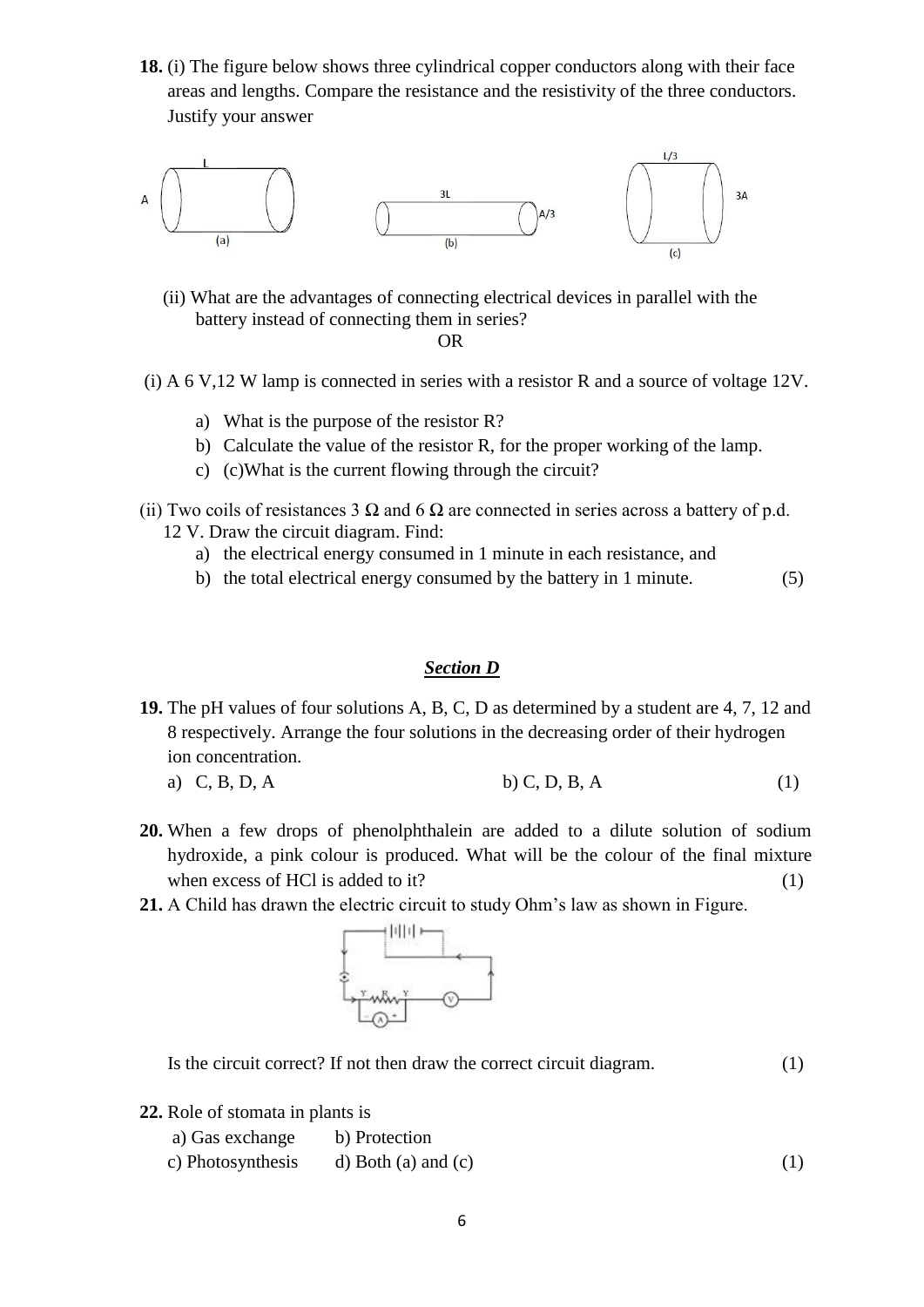**18.** (i) The figure below shows three cylindrical copper conductors along with their face areas and lengths. Compare the resistance and the resistivity of the three conductors. Justify your answer

(a) Length L, area A; (b) Length 3L, area A/3; (c) Length L/3, area 3A

(ii) What are the advantages of connecting electrical devices in parallel with the battery instead of connecting them in series?

OR

(i) A 6 V,12 W lamp is connected in series with a resistor R and a source of voltage 12V.

a) What is the purpose of the resistor R?
b) Calculate the value of the resistor R, for the proper working of the lamp.
c) (c)What is the current flowing through the circuit?

(ii) Two coils of resistances 3 Ω and 6 Ω are connected in series across a battery of p.d. 12 V. Draw the circuit diagram. Find:

a) the electrical energy consumed in 1 minute in each resistance, and
b) the total electrical energy consumed by the battery in 1 minute. (5)

## *Section D*

**19.** The pH values of four solutions A, B, C, D as determined by a student are 4, 7, 12 and 8 respectively. Arrange the four solutions in the decreasing order of their hydrogen ion concentration.

a) C, B, D, A  b) C, D, B, A (1)

**20.** When a few drops of phenolphthalein are added to a dilute solution of sodium hydroxide, a pink colour is produced. What will be the colour of the final mixture when excess of HCl is added to it? (1)

**21.** A Child has drawn the electric circuit to study Ohm's law as shown in Figure.

Is the circuit correct? If not then draw the correct circuit diagram. (1)

**22.** Role of stomata in plants is

a) Gas exchange  b) Protection
c) Photosynthesis  d) Both (a) and (c) (1)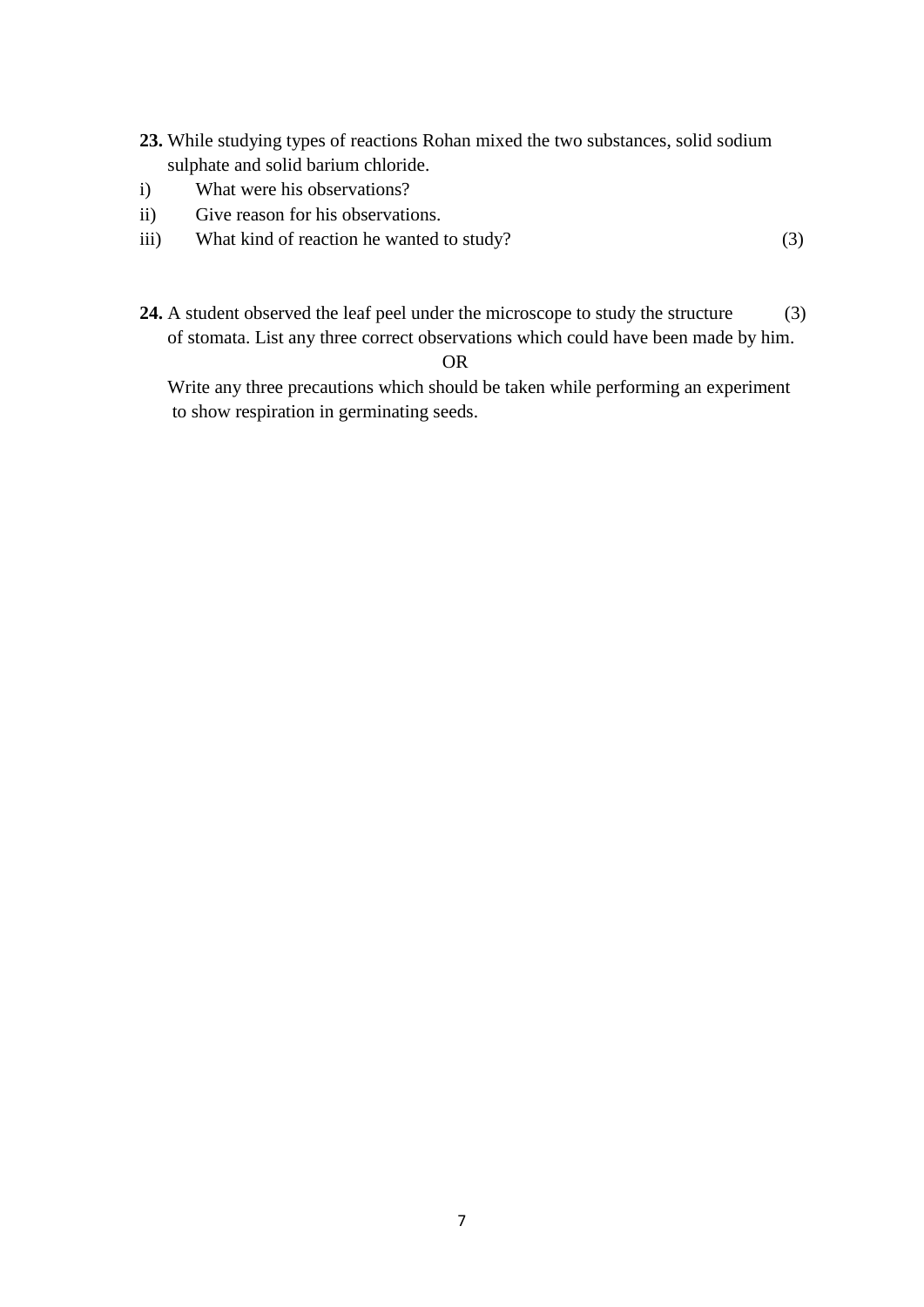**23.** While studying types of reactions Rohan mixed the two substances, solid sodium sulphate and solid barium chloride.

i) What were his observations?

ii) Give reason for his observations.

iii) What kind of reaction he wanted to study? (3)

**24.** A student observed the leaf peel under the microscope to study the structure of stomata. List any three correct observations which could have been made by him. (3)

OR

Write any three precautions which should be taken while performing an experiment to show respiration in germinating seeds.